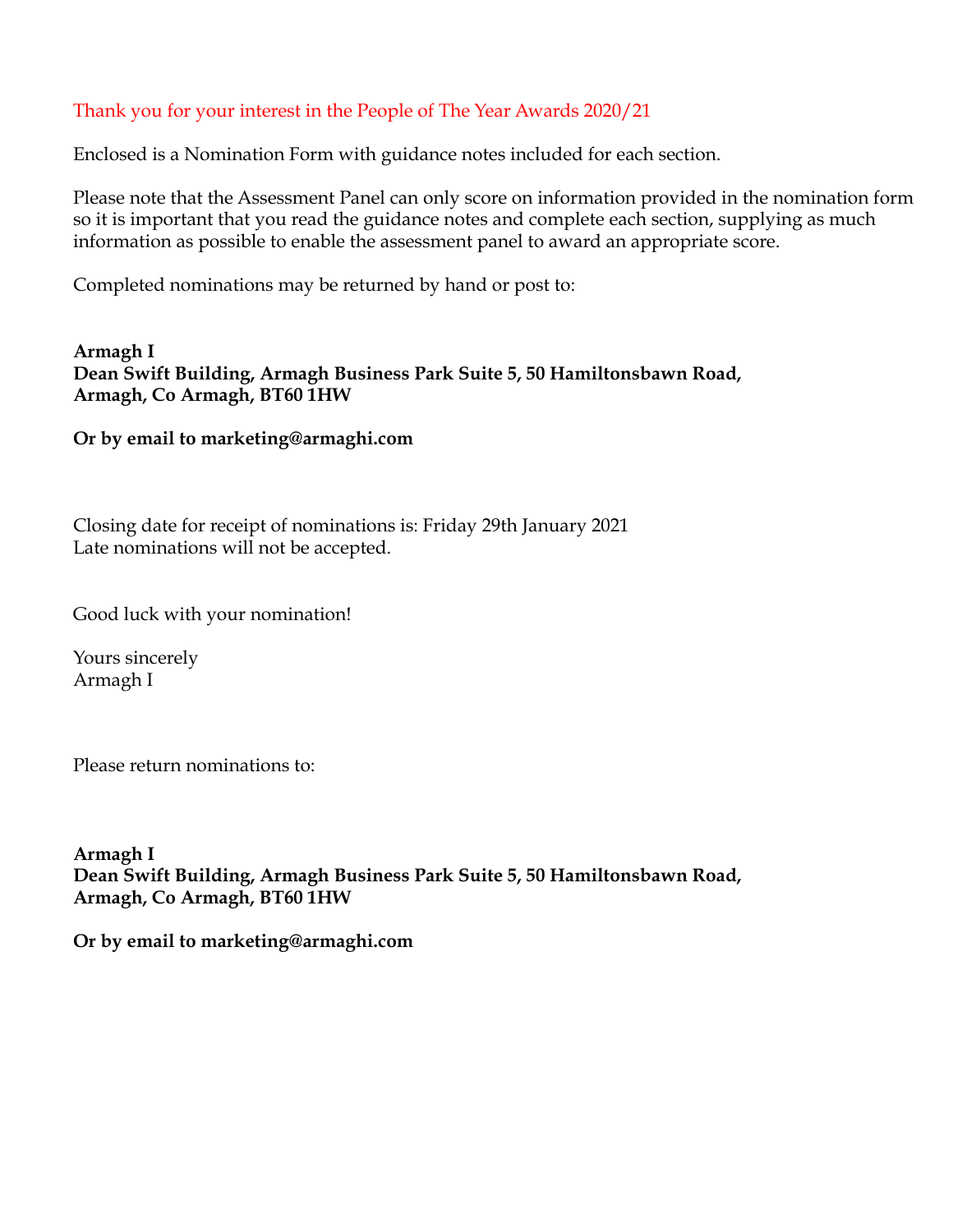Thank you for your interest in the People of The Year Awards 2020/21

Enclosed is a Nomination Form with guidance notes included for each section.

Please note that the Assessment Panel can only score on information provided in the nomination form so it is important that you read the guidance notes and complete each section, supplying as much information as possible to enable the assessment panel to award an appropriate score.

Completed nominations may be returned by hand or post to:

**Armagh I**
**Dean Swift Building, Armagh Business Park Suite 5, 50 Hamiltonsbawn Road,**
**Armagh, Co Armagh, BT60 1HW**

**Or by email to marketing@armaghi.com**

Closing date for receipt of nominations is: Friday 29th January 2021
Late nominations will not be accepted.

Good luck with your nomination!

Yours sincerely
Armagh I

Please return nominations to:

**Armagh I**
**Dean Swift Building, Armagh Business Park Suite 5, 50 Hamiltonsbawn Road,**
**Armagh, Co Armagh, BT60 1HW**

**Or by email to marketing@armaghi.com**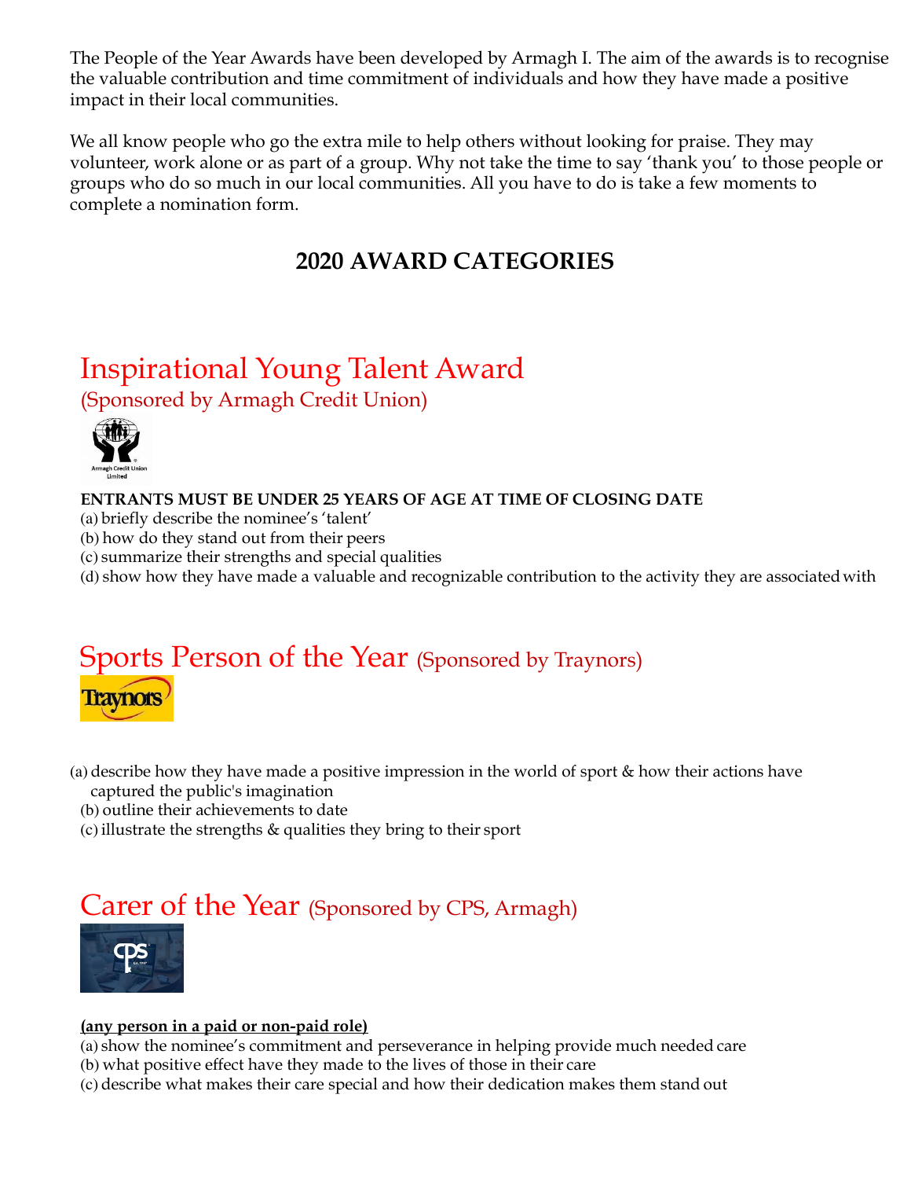The People of the Year Awards have been developed by Armagh I. The aim of the awards is to recognise the valuable contribution and time commitment of individuals and how they have made a positive impact in their local communities.

We all know people who go the extra mile to help others without looking for praise. They may volunteer, work alone or as part of a group. Why not take the time to say 'thank you' to those people or groups who do so much in our local communities. All you have to do is take a few moments to complete a nomination form.

# 2020 AWARD CATEGORIES

## Inspirational Young Talent Award
(Sponsored by Armagh Credit Union)

**ENTRANTS MUST BE UNDER 25 YEARS OF AGE AT TIME OF CLOSING DATE**

(a) briefly describe the nominee's 'talent'
(b) how do they stand out from their peers
(c) summarize their strengths and special qualities
(d) show how they have made a valuable and recognizable contribution to the activity they are associated with

## Sports Person of the Year (Sponsored by Traynors)

(a) describe how they have made a positive impression in the world of sport & how their actions have captured the public's imagination
(b) outline their achievements to date
(c) illustrate the strengths & qualities they bring to their sport

## Carer of the Year (Sponsored by CPS, Armagh)

**(any person in a paid or non-paid role)**

(a) show the nominee's commitment and perseverance in helping provide much needed care
(b) what positive effect have they made to the lives of those in their care
(c) describe what makes their care special and how their dedication makes them stand out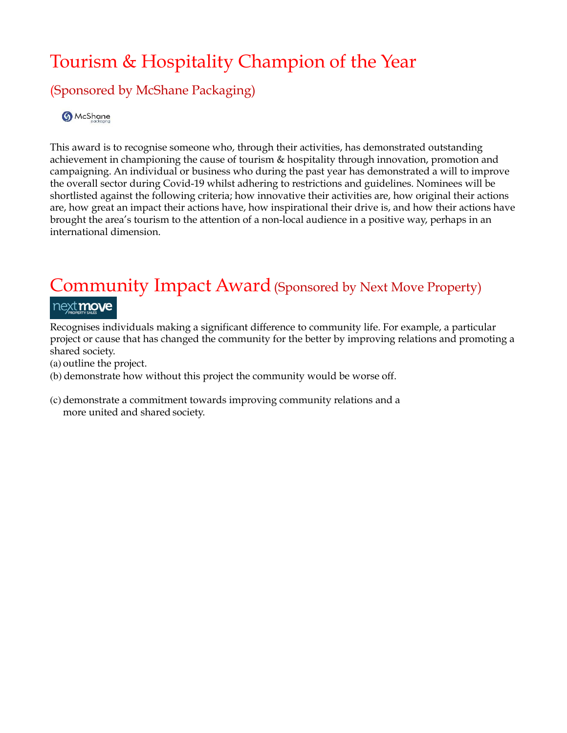# Tourism & Hospitality Champion of the Year

## (Sponsored by McShane Packaging)

This award is to recognise someone who, through their activities, has demonstrated outstanding achievement in championing the cause of tourism & hospitality through innovation, promotion and campaigning. An individual or business who during the past year has demonstrated a will to improve the overall sector during Covid-19 whilst adhering to restrictions and guidelines. Nominees will be shortlisted against the following criteria; how innovative their activities are, how original their actions are, how great an impact their actions have, how inspirational their drive is, and how their actions have brought the area's tourism to the attention of a non-local audience in a positive way, perhaps in an international dimension.

# Community Impact Award (Sponsored by Next Move Property)

Recognises individuals making a significant difference to community life. For example, a particular project or cause that has changed the community for the better by improving relations and promoting a shared society.

(a) outline the project.

(b) demonstrate how without this project the community would be worse off.

(c) demonstrate a commitment towards improving community relations and a more united and shared society.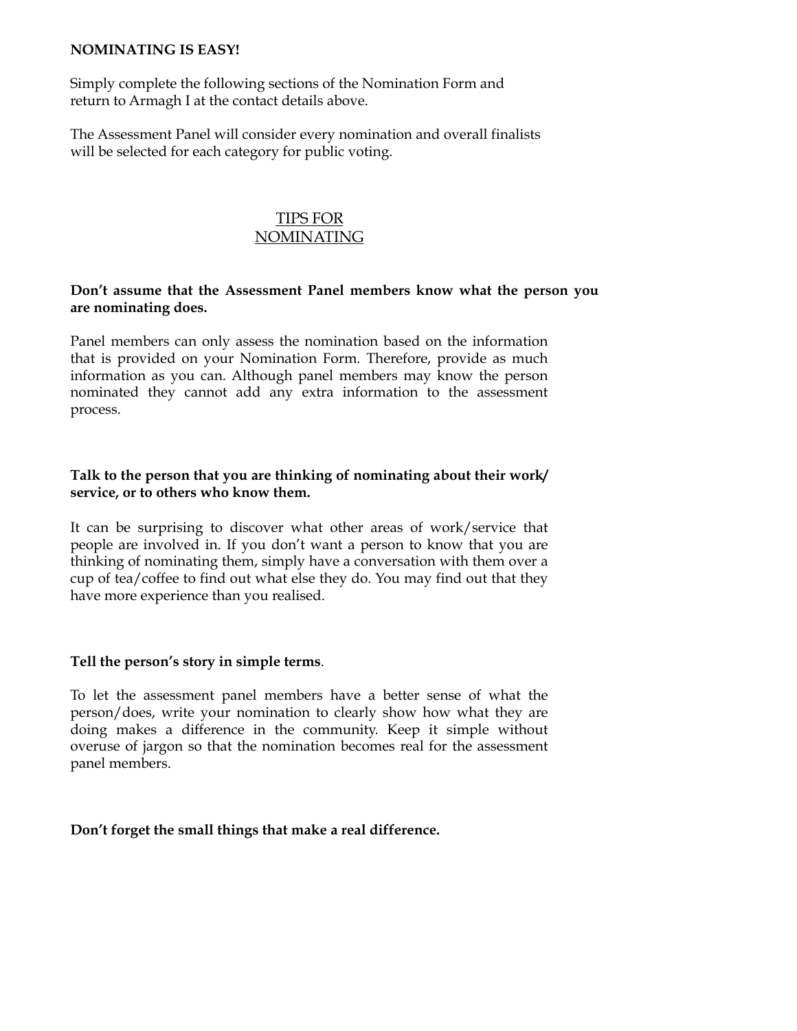**NOMINATING IS EASY!**

Simply complete the following sections of the Nomination Form and return to Armagh I at the contact details above.

The Assessment Panel will consider every nomination and overall finalists will be selected for each category for public voting.

## <u>TIPS FOR NOMINATING</u>

**Don't assume that the Assessment Panel members know what the person you are nominating does.**

Panel members can only assess the nomination based on the information that is provided on your Nomination Form. Therefore, provide as much information as you can. Although panel members may know the person nominated they cannot add any extra information to the assessment process.

**Talk to the person that you are thinking of nominating about their work/service, or to others who know them.**

It can be surprising to discover what other areas of work/service that people are involved in. If you don't want a person to know that you are thinking of nominating them, simply have a conversation with them over a cup of tea/coffee to find out what else they do. You may find out that they have more experience than you realised.

**Tell the person's story in simple terms**.

To let the assessment panel members have a better sense of what the person/does, write your nomination to clearly show how what they are doing makes a difference in the community. Keep it simple without overuse of jargon so that the nomination becomes real for the assessment panel members.

**Don't forget the small things that make a real difference.**